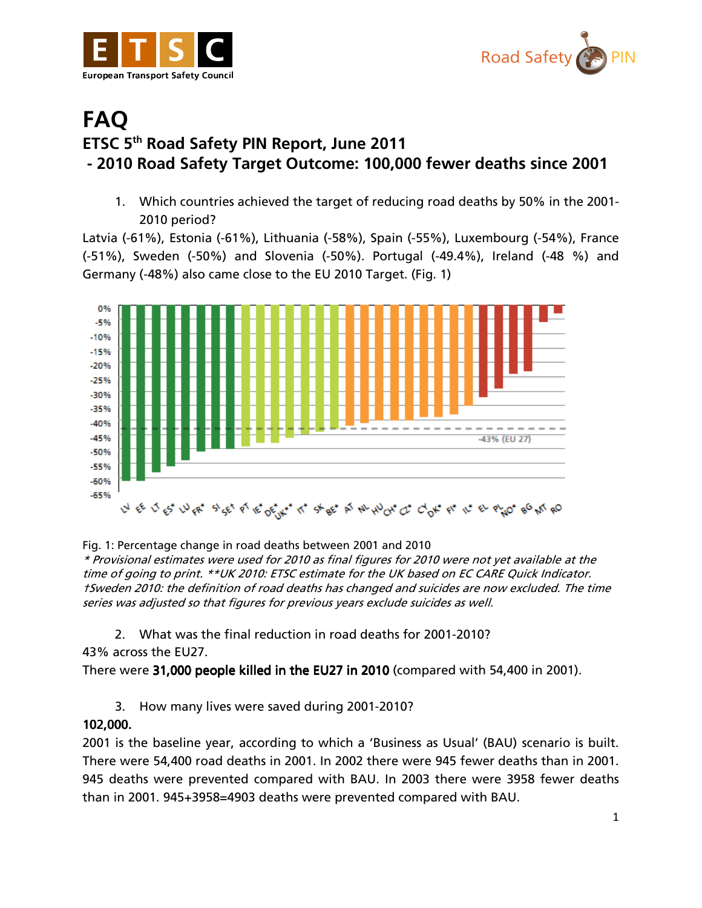# FAQ

## ETSC 5th Road Safety PIN Report, June 2011
## - 2010 Road Safety Target Outcome: 100,000 fewer deaths since 2001

1. Which countries achieved the target of reducing road deaths by 50% in the 2001-2010 period?

Latvia (-61%), Estonia (-61%), Lithuania (-58%), Spain (-55%), Luxembourg (-54%), France (-51%), Sweden (-50%) and Slovenia (-50%). Portugal (-49.4%), Ireland (-48 %) and Germany (-48%) also came close to the EU 2010 Target. (Fig. 1)

Fig. 1: Percentage change in road deaths between 2001 and 2010

*\* Provisional estimates were used for 2010 as final figures for 2010 were not yet available at the time of going to print. \*\*UK 2010: ETSC estimate for the UK based on EC CARE Quick Indicator. †Sweden 2010: the definition of road deaths has changed and suicides are now excluded. The time series was adjusted so that figures for previous years exclude suicides as well.*

2. What was the final reduction in road deaths for 2001-2010?

43% across the EU27.

There were **31,000 people killed in the EU27 in 2010** (compared with 54,400 in 2001).

3. How many lives were saved during 2001-2010?

**102,000.**

2001 is the baseline year, according to which a 'Business as Usual' (BAU) scenario is built. There were 54,400 road deaths in 2001. In 2002 there were 945 fewer deaths than in 2001. 945 deaths were prevented compared with BAU. In 2003 there were 3958 fewer deaths than in 2001. 945+3958=4903 deaths were prevented compared with BAU.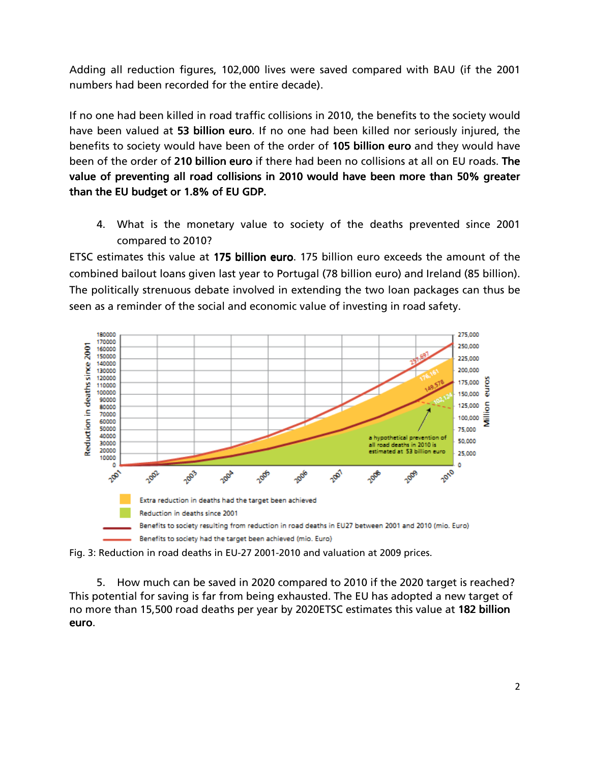Adding all reduction figures, 102,000 lives were saved compared with BAU (if the 2001 numbers had been recorded for the entire decade).

If no one had been killed in road traffic collisions in 2010, the benefits to the society would have been valued at **53 billion euro**. If no one had been killed nor seriously injured, the benefits to society would have been of the order of **105 billion euro** and they would have been of the order of **210 billion euro** if there had been no collisions at all on EU roads. **The value of preventing all road collisions in 2010 would have been more than 50% greater than the EU budget or 1.8% of EU GDP.**

4. What is the monetary value to society of the deaths prevented since 2001 compared to 2010?

ETSC estimates this value at **175 billion euro**. 175 billion euro exceeds the amount of the combined bailout loans given last year to Portugal (78 billion euro) and Ireland (85 billion). The politically strenuous debate involved in extending the two loan packages can thus be seen as a reminder of the social and economic value of investing in road safety.

Fig. 3: Reduction in road deaths in EU-27 2001-2010 and valuation at 2009 prices.

5. How much can be saved in 2020 compared to 2010 if the 2020 target is reached?

This potential for saving is far from being exhausted. The EU has adopted a new target of no more than 15,500 road deaths per year by 2020ETSC estimates this value at **182 billion euro**.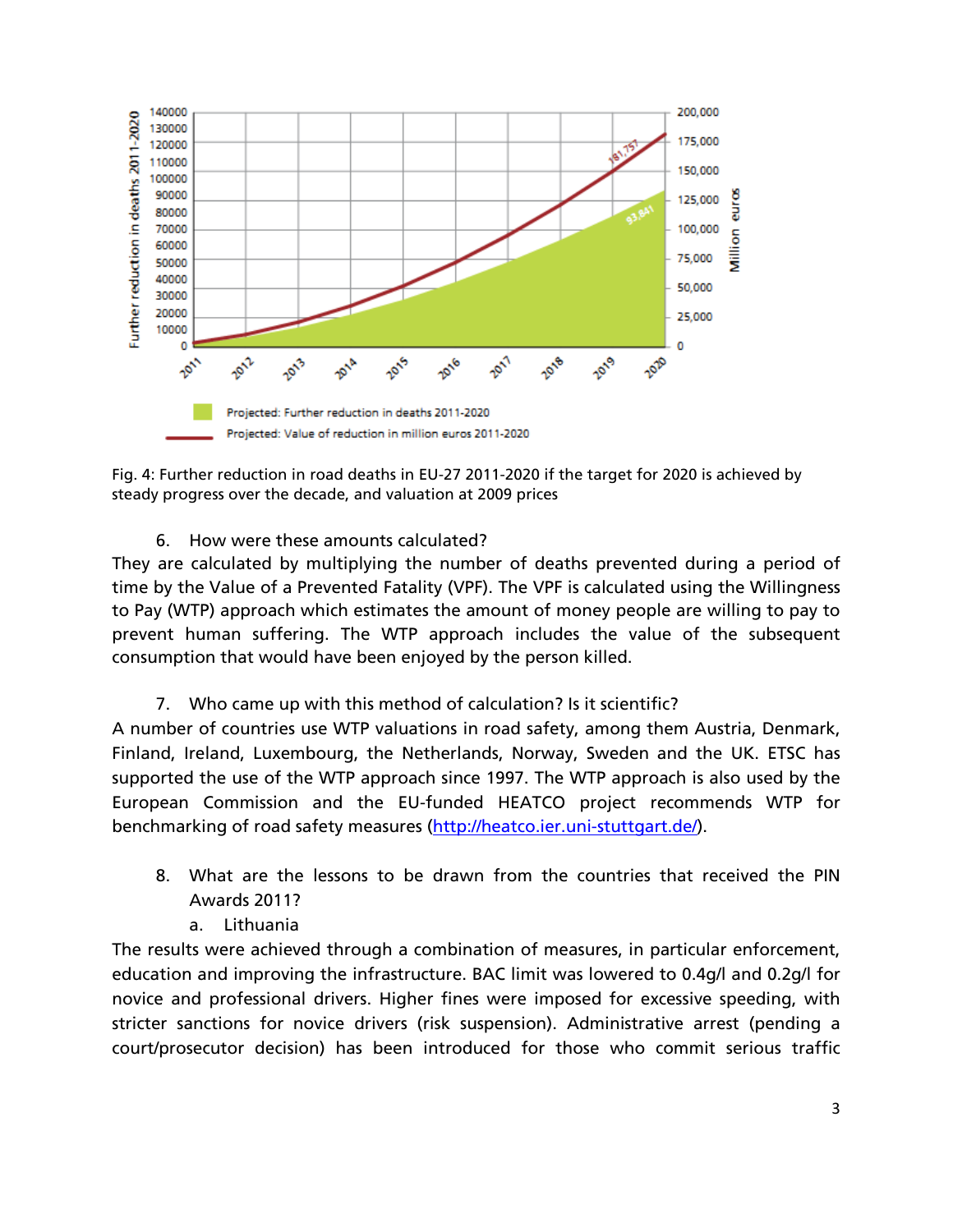Fig. 4: Further reduction in road deaths in EU-27 2011-2020 if the target for 2020 is achieved by steady progress over the decade, and valuation at 2009 prices

6. How were these amounts calculated?

They are calculated by multiplying the number of deaths prevented during a period of time by the Value of a Prevented Fatality (VPF). The VPF is calculated using the Willingness to Pay (WTP) approach which estimates the amount of money people are willing to pay to prevent human suffering. The WTP approach includes the value of the subsequent consumption that would have been enjoyed by the person killed.

7. Who came up with this method of calculation? Is it scientific?

A number of countries use WTP valuations in road safety, among them Austria, Denmark, Finland, Ireland, Luxembourg, the Netherlands, Norway, Sweden and the UK. ETSC has supported the use of the WTP approach since 1997. The WTP approach is also used by the European Commission and the EU-funded HEATCO project recommends WTP for benchmarking of road safety measures (http://heatco.ier.uni-stuttgart.de/).

8. What are the lessons to be drawn from the countries that received the PIN Awards 2011?

   a. Lithuania

The results were achieved through a combination of measures, in particular enforcement, education and improving the infrastructure. BAC limit was lowered to 0.4g/l and 0.2g/l for novice and professional drivers. Higher fines were imposed for excessive speeding, with stricter sanctions for novice drivers (risk suspension). Administrative arrest (pending a court/prosecutor decision) has been introduced for those who commit serious traffic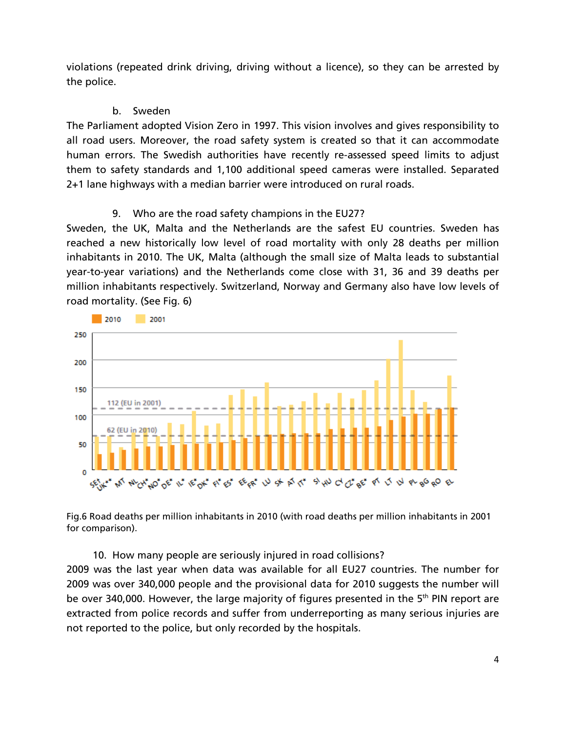violations (repeated drink driving, driving without a licence), so they can be arrested by the police.

b. Sweden

The Parliament adopted Vision Zero in 1997. This vision involves and gives responsibility to all road users. Moreover, the road safety system is created so that it can accommodate human errors. The Swedish authorities have recently re-assessed speed limits to adjust them to safety standards and 1,100 additional speed cameras were installed. Separated 2+1 lane highways with a median barrier were introduced on rural roads.

## 9. Who are the road safety champions in the EU27?

Sweden, the UK, Malta and the Netherlands are the safest EU countries. Sweden has reached a new historically low level of road mortality with only 28 deaths per million inhabitants in 2010. The UK, Malta (although the small size of Malta leads to substantial year-to-year variations) and the Netherlands come close with 31, 36 and 39 deaths per million inhabitants respectively. Switzerland, Norway and Germany also have low levels of road mortality. (See Fig. 6)

Fig.6 Road deaths per million inhabitants in 2010 (with road deaths per million inhabitants in 2001 for comparison).

## 10. How many people are seriously injured in road collisions?

2009 was the last year when data was available for all EU27 countries. The number for 2009 was over 340,000 people and the provisional data for 2010 suggests the number will be over 340,000. However, the large majority of figures presented in the 5th PIN report are extracted from police records and suffer from underreporting as many serious injuries are not reported to the police, but only recorded by the hospitals.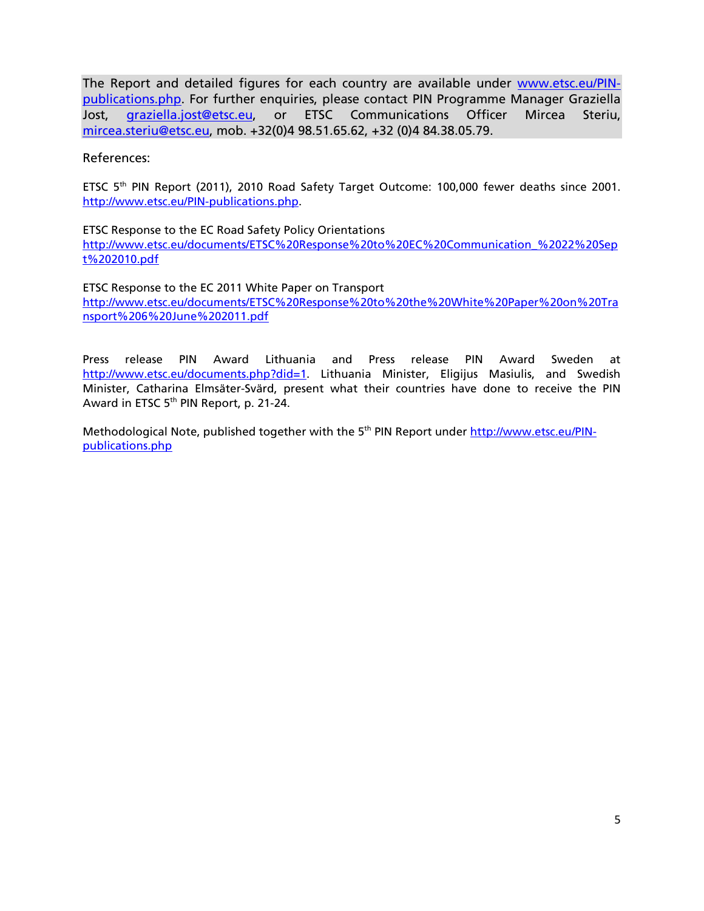The Report and detailed figures for each country are available under www.etsc.eu/PIN-publications.php. For further enquiries, please contact PIN Programme Manager Graziella Jost, graziella.jost@etsc.eu, or ETSC Communications Officer Mircea Steriu, mircea.steriu@etsc.eu, mob. +32(0)4 98.51.65.62, +32 (0)4 84.38.05.79.

References:

ETSC 5th PIN Report (2011), 2010 Road Safety Target Outcome: 100,000 fewer deaths since 2001. http://www.etsc.eu/PIN-publications.php.

ETSC Response to the EC Road Safety Policy Orientations
http://www.etsc.eu/documents/ETSC%20Response%20to%20EC%20Communication_%2022%20Sept%202010.pdf

ETSC Response to the EC 2011 White Paper on Transport
http://www.etsc.eu/documents/ETSC%20Response%20to%20the%20White%20Paper%20on%20Transport%206%20June%202011.pdf

Press release PIN Award Lithuania and Press release PIN Award Sweden at http://www.etsc.eu/documents.php?did=1. Lithuania Minister, Eligijus Masiulis, and Swedish Minister, Catharina Elmsäter-Svärd, present what their countries have done to receive the PIN Award in ETSC 5th PIN Report, p. 21-24.

Methodological Note, published together with the 5th PIN Report under http://www.etsc.eu/PIN-publications.php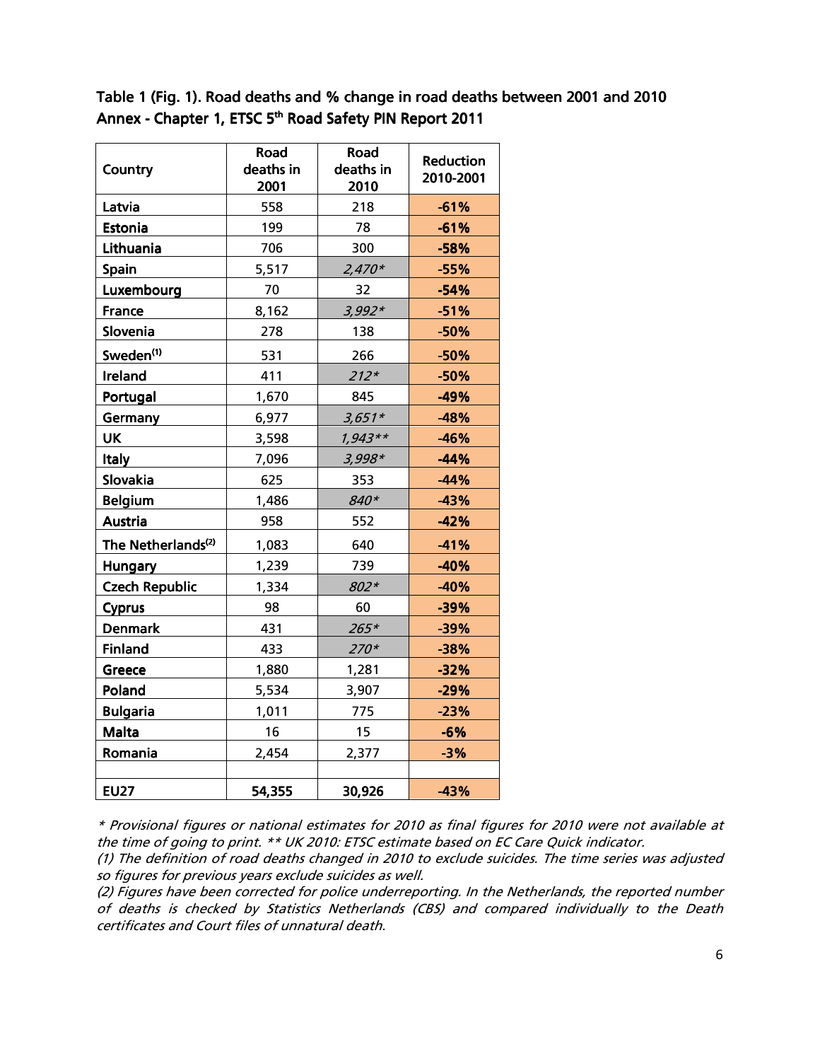**Table 1 (Fig. 1). Road deaths and % change in road deaths between 2001 and 2010**
**Annex - Chapter 1, ETSC 5th Road Safety PIN Report 2011**

| Country | Road deaths in 2001 | Road deaths in 2010 | Reduction 2010-2001 |
|---|---|---|---|
| Latvia | 558 | 218 | -61% |
| Estonia | 199 | 78 | -61% |
| Lithuania | 706 | 300 | -58% |
| Spain | 5,517 | *2,470\** | -55% |
| Luxembourg | 70 | 32 | -54% |
| France | 8,162 | *3,992\** | -51% |
| Slovenia | 278 | 138 | -50% |
| Sweden(1) | 531 | 266 | -50% |
| Ireland | 411 | *212\** | -50% |
| Portugal | 1,670 | 845 | -49% |
| Germany | 6,977 | *3,651\** | -48% |
| UK | 3,598 | *1,943\*\** | -46% |
| Italy | 7,096 | *3,998\** | -44% |
| Slovakia | 625 | 353 | -44% |
| Belgium | 1,486 | *840\** | -43% |
| Austria | 958 | 552 | -42% |
| The Netherlands(2) | 1,083 | 640 | -41% |
| Hungary | 1,239 | 739 | -40% |
| Czech Republic | 1,334 | *802\** | -40% |
| Cyprus | 98 | 60 | -39% |
| Denmark | 431 | *265\** | -39% |
| Finland | 433 | *270\** | -38% |
| Greece | 1,880 | 1,281 | -32% |
| Poland | 5,534 | 3,907 | -29% |
| Bulgaria | 1,011 | 775 | -23% |
| Malta | 16 | 15 | -6% |
| Romania | 2,454 | 2,377 | -3% |
| | | | |
| **EU27** | **54,355** | **30,926** | **-43%** |

*\* Provisional figures or national estimates for 2010 as final figures for 2010 were not available at the time of going to print. \*\* UK 2010: ETSC estimate based on EC Care Quick indicator.*

*(1) The definition of road deaths changed in 2010 to exclude suicides. The time series was adjusted so figures for previous years exclude suicides as well.*

*(2) Figures have been corrected for police underreporting. In the Netherlands, the reported number of deaths is checked by Statistics Netherlands (CBS) and compared individually to the Death certificates and Court files of unnatural death.*